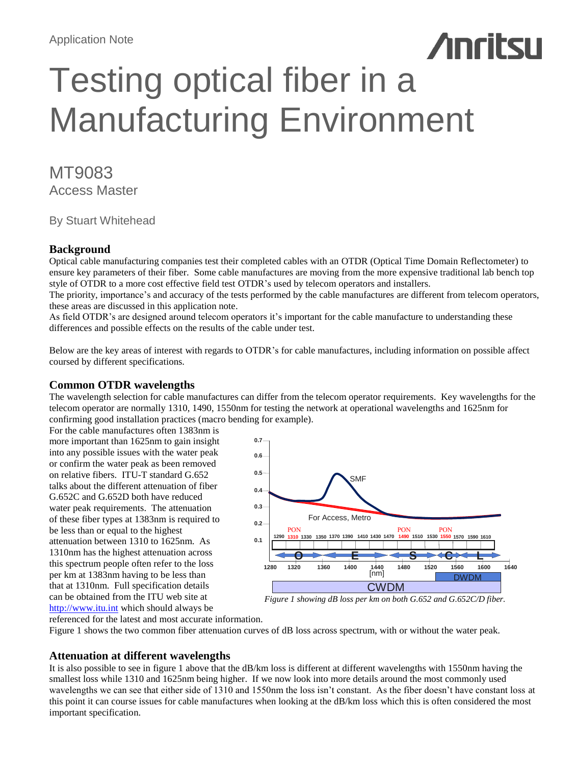Application Note

# Testing optical fiber in a Manufacturing Environment

## MT9083
### Access Master

By Stuart Whitehead

## Background

Optical cable manufacturing companies test their completed cables with an OTDR (Optical Time Domain Reflectometer) to ensure key parameters of their fiber. Some cable manufactures are moving from the more expensive traditional lab bench top style of OTDR to a more cost effective field test OTDR's used by telecom operators and installers.

The priority, importance's and accuracy of the tests performed by the cable manufactures are different from telecom operators, these areas are discussed in this application note.

As field OTDR's are designed around telecom operators it's important for the cable manufacture to understanding these differences and possible effects on the results of the cable under test.

Below are the key areas of interest with regards to OTDR's for cable manufactures, including information on possible affect coursed by different specifications.

## Common OTDR wavelengths

The wavelength selection for cable manufactures can differ from the telecom operator requirements. Key wavelengths for the telecom operator are normally 1310, 1490, 1550nm for testing the network at operational wavelengths and 1625nm for confirming good installation practices (macro bending for example).

For the cable manufactures often 1383nm is more important than 1625nm to gain insight into any possible issues with the water peak or confirm the water peak as been removed on relative fibers. ITU-T standard G.652 talks about the different attenuation of fiber G.652C and G.652D both have reduced water peak requirements. The attenuation of these fiber types at 1383nm is required to be less than or equal to the highest attenuation between 1310 to 1625nm. As 1310nm has the highest attenuation across this spectrum people often refer to the loss per km at 1383nm having to be less than that at 1310nm. Full specification details can be obtained from the ITU web site at http://www.itu.int which should always be referenced for the latest and most accurate information.

*Figure 1 showing dB loss per km on both G.652 and G.652C/D fiber.*

Figure 1 shows the two common fiber attenuation curves of dB loss across spectrum, with or without the water peak.

## Attenuation at different wavelengths

It is also possible to see in figure 1 above that the dB/km loss is different at different wavelengths with 1550nm having the smallest loss while 1310 and 1625nm being higher. If we now look into more details around the most commonly used wavelengths we can see that either side of 1310 and 1550nm the loss isn't constant. As the fiber doesn't have constant loss at this point it can course issues for cable manufactures when looking at the dB/km loss which this is often considered the most important specification.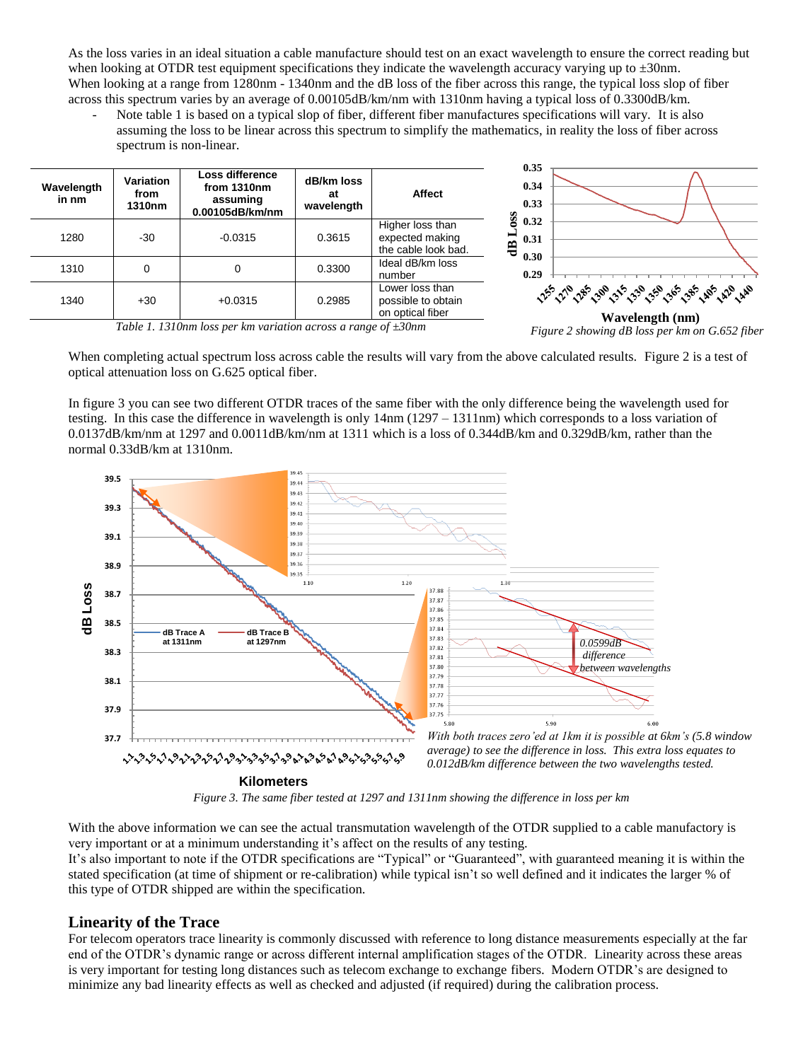As the loss varies in an ideal situation a cable manufacture should test on an exact wavelength to ensure the correct reading but when looking at OTDR test equipment specifications they indicate the wavelength accuracy varying up to ±30nm.
When looking at a range from 1280nm - 1340nm and the dB loss of the fiber across this range, the typical loss slope of fiber across this spectrum varies by an average of 0.00105dB/km/nm with 1310nm having a typical loss of 0.3300dB/km.

- Note table 1 is based on a typical slop of fiber, different fiber manufactures specifications will vary. It is also assuming the loss to be linear across this spectrum to simplify the mathematics, in reality the loss of fiber across spectrum is non-linear.

| Wavelength in nm | Variation from 1310nm | Loss difference from 1310nm assuming 0.00105dB/km/nm | dB/km loss at wavelength | Affect |
|---|---|---|---|---|
| 1280 | -30 | -0.0315 | 0.3615 | Higher loss than expected making the cable look bad. |
| 1310 | 0 | 0 | 0.3300 | Ideal dB/km loss number |
| 1340 | +30 | +0.0315 | 0.2985 | Lower loss than possible to obtain on optical fiber |

*Table 1. 1310nm loss per km variation across a range of ±30nm*

*Figure 2 showing dB loss per km on G.652 fiber*

When completing actual spectrum loss across cable the results will vary from the above calculated results. Figure 2 is a test of optical attenuation loss on G.625 optical fiber.

In figure 3 you can see two different OTDR traces of the same fiber with the only difference being the wavelength used for testing. In this case the difference in wavelength is only 14nm (1297 – 1311nm) which corresponds to a loss variation of 0.0137dB/km/nm at 1297 and 0.0011dB/km/nm at 1311 which is a loss of 0.344dB/km and 0.329dB/km, rather than the normal 0.33dB/km at 1310nm.

*With both traces zero'ed at 1km it is possible at 6km's (5.8 window average) to see the difference in loss. This extra loss equates to 0.012dB/km difference between the two wavelengths tested.*

*Figure 3. The same fiber tested at 1297 and 1311nm showing the difference in loss per km*

With the above information we can see the actual transmutation wavelength of the OTDR supplied to a cable manufactory is very important or at a minimum understanding it's affect on the results of any testing.
It's also important to note if the OTDR specifications are "Typical" or "Guaranteed", with guaranteed meaning it is within the stated specification (at time of shipment or re-calibration) while typical isn't so well defined and it indicates the larger % of this type of OTDR shipped are within the specification.

## Linearity of the Trace

For telecom operators trace linearity is commonly discussed with reference to long distance measurements especially at the far end of the OTDR's dynamic range or across different internal amplification stages of the OTDR. Linearity across these areas is very important for testing long distances such as telecom exchange to exchange fibers. Modern OTDR's are designed to minimize any bad linearity effects as well as checked and adjusted (if required) during the calibration process.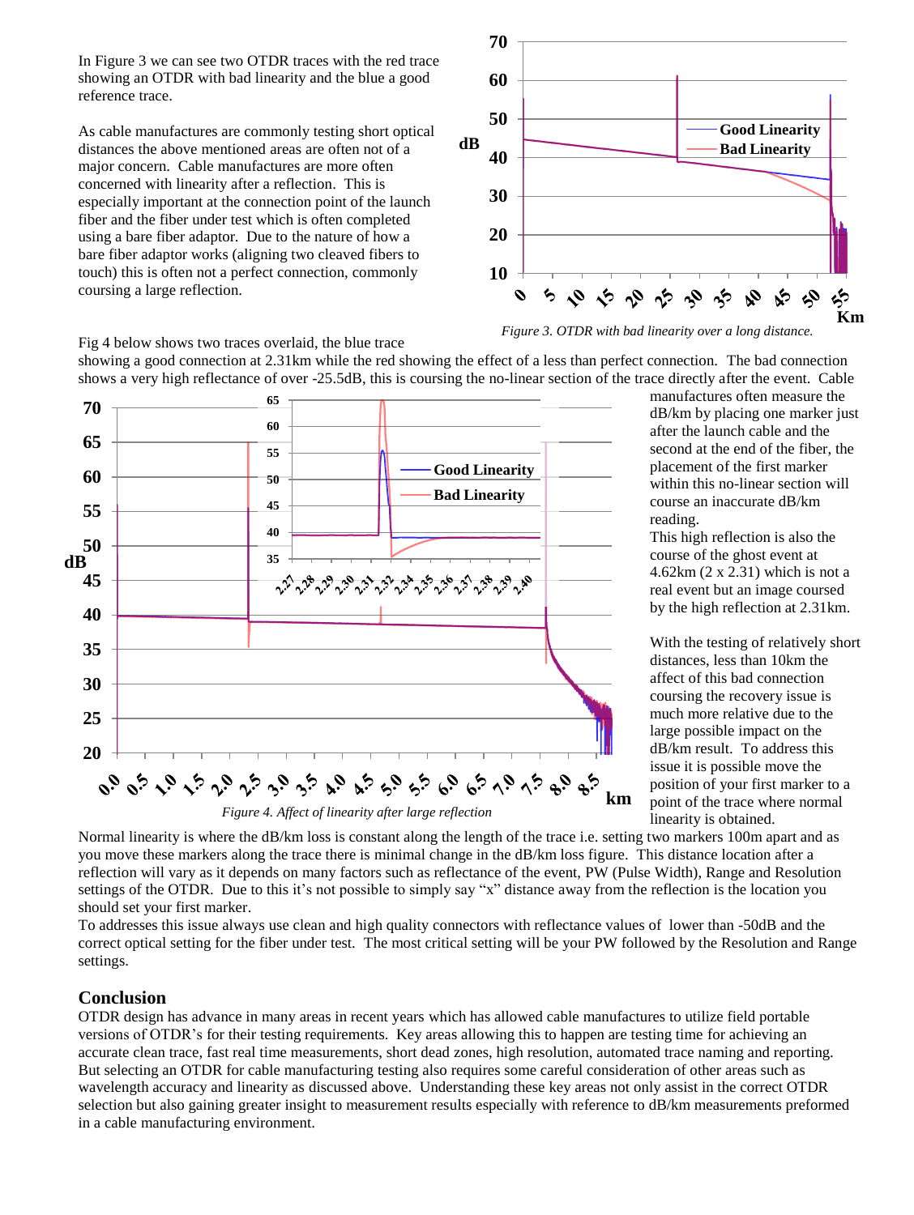In Figure 3 we can see two OTDR traces with the red trace showing an OTDR with bad linearity and the blue a good reference trace.

As cable manufactures are commonly testing short optical distances the above mentioned areas are often not of a major concern. Cable manufactures are more often concerned with linearity after a reflection. This is especially important at the connection point of the launch fiber and the fiber under test which is often completed using a bare fiber adaptor. Due to the nature of how a bare fiber adaptor works (aligning two cleaved fibers to touch) this is often not a perfect connection, commonly coursing a large reflection.

*Figure 3. OTDR with bad linearity over a long distance.*

Fig 4 below shows two traces overlaid, the blue trace showing a good connection at 2.31km while the red showing the effect of a less than perfect connection. The bad connection shows a very high reflectance of over -25.5dB, this is coursing the no-linear section of the trace directly after the event. Cable manufactures often measure the dB/km by placing one marker just after the launch cable and the second at the end of the fiber, the placement of the first marker within this no-linear section will course an inaccurate dB/km reading.

This high reflection is also the course of the ghost event at 4.62km (2 x 2.31) which is not a real event but an image coursed by the high reflection at 2.31km.

*Figure 4. Affect of linearity after large reflection*

With the testing of relatively short distances, less than 10km the affect of this bad connection coursing the recovery issue is much more relative due to the large possible impact on the dB/km result. To address this issue it is possible move the position of your first marker to a point of the trace where normal linearity is obtained.

Normal linearity is where the dB/km loss is constant along the length of the trace i.e. setting two markers 100m apart and as you move these markers along the trace there is minimal change in the dB/km loss figure. This distance location after a reflection will vary as it depends on many factors such as reflectance of the event, PW (Pulse Width), Range and Resolution settings of the OTDR. Due to this it's not possible to simply say "x" distance away from the reflection is the location you should set your first marker.

To addresses this issue always use clean and high quality connectors with reflectance values of lower than -50dB and the correct optical setting for the fiber under test. The most critical setting will be your PW followed by the Resolution and Range settings.

## Conclusion

OTDR design has advance in many areas in recent years which has allowed cable manufactures to utilize field portable versions of OTDR's for their testing requirements. Key areas allowing this to happen are testing time for achieving an accurate clean trace, fast real time measurements, short dead zones, high resolution, automated trace naming and reporting. But selecting an OTDR for cable manufacturing testing also requires some careful consideration of other areas such as wavelength accuracy and linearity as discussed above. Understanding these key areas not only assist in the correct OTDR selection but also gaining greater insight to measurement results especially with reference to dB/km measurements preformed in a cable manufacturing environment.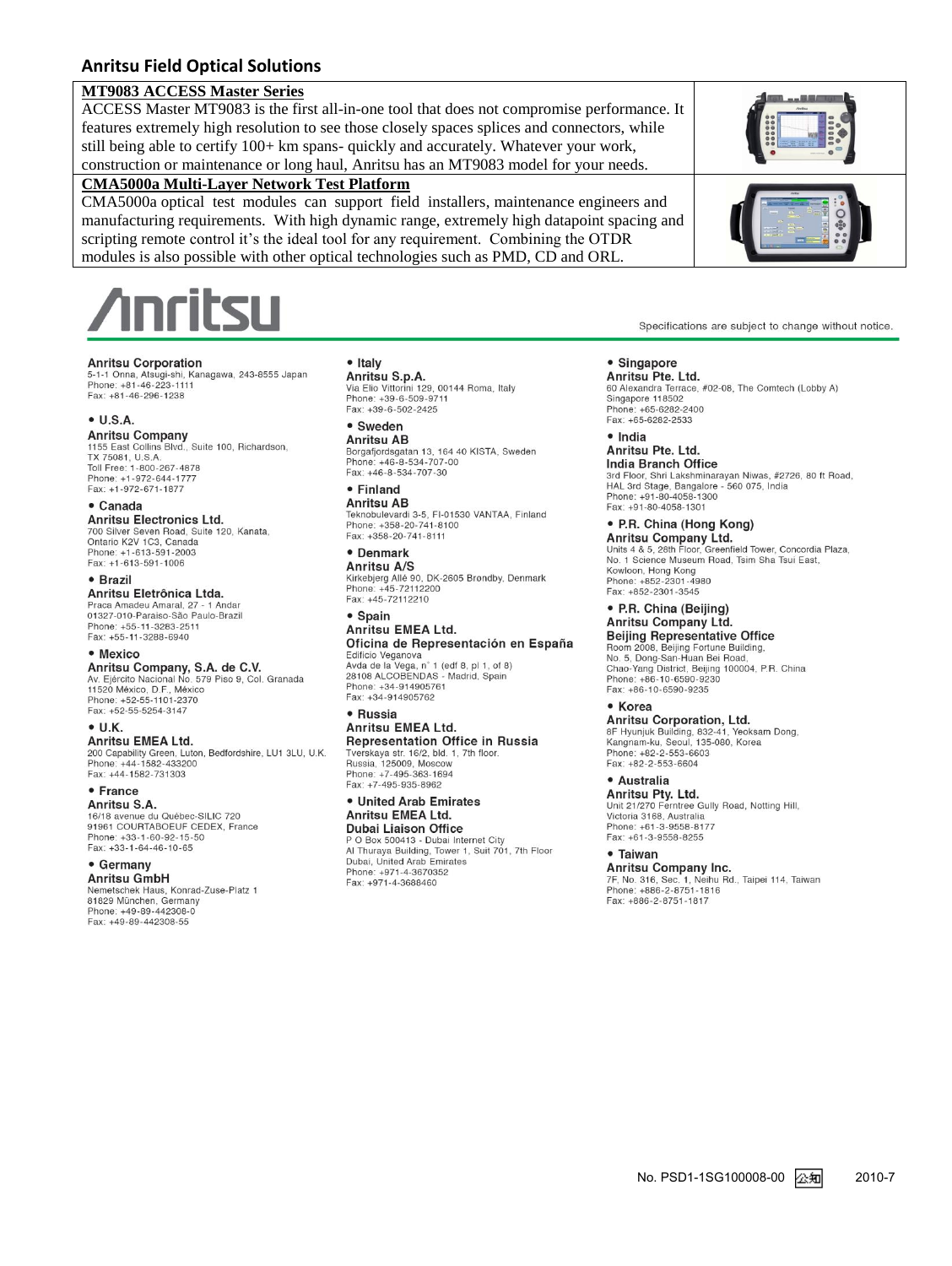## Anritsu Field Optical Solutions

| | |
|---|---|
| **MT9083 ACCESS Master Series**<br>ACCESS Master MT9083 is the first all-in-one tool that does not compromise performance. It features extremely high resolution to see those closely spaces splices and connectors, while still being able to certify 100+ km spans- quickly and accurately. Whatever your work, construction or maintenance or long haul, Anritsu has an MT9083 model for your needs. | |
| **CMA5000a Multi-Layer Network Test Platform**<br>CMA5000a optical test modules can support field installers, maintenance engineers and manufacturing requirements. With high dynamic range, extremely high datapoint spacing and scripting remote control it's the ideal tool for any requirement. Combining the OTDR modules is also possible with other optical technologies such as PMD, CD and ORL. | |

# Anritsu

Specifications are subject to change without notice.

**Anritsu Corporation**
5-1-1 Onna, Atsugi-shi, Kanagawa, 243-8555 Japan
Phone: +81-46-223-1111
Fax: +81-46-296-1238

• **U.S.A.**
**Anritsu Company**
1155 East Collins Blvd., Suite 100, Richardson, TX 75081, U.S.A.
Toll Free: 1-800-267-4878
Phone: +1-972-644-1777
Fax: +1-972-671-1877

• **Canada**
**Anritsu Electronics Ltd.**
700 Silver Seven Road, Suite 120, Kanata, Ontario K2V 1C3, Canada
Phone: +1-613-591-2003
Fax: +1-613-591-1006

• **Brazil**
**Anritsu Eletrônica Ltda.**
Praca Amadeu Amaral, 27 - 1 Andar
01327-010-Paraiso-São Paulo-Brazil
Phone: +55-11-3283-2511
Fax: +55-11-3288-6940

• **Mexico**
**Anritsu Company, S.A. de C.V.**
Av. Ejército Nacional No. 579 Piso 9, Col. Granada
11520 México, D.F., México
Phone: +52-55-1101-2370
Fax: +52-55-5254-3147

• **U.K.**
**Anritsu EMEA Ltd.**
200 Capability Green, Luton, Bedfordshire, LU1 3LU, U.K.
Phone: +44-1582-433200
Fax: +44-1582-731303

• **France**
**Anritsu S.A.**
16/18 avenue du Québec-SILIC 720
91961 COURTABOEUF CEDEX, France
Phone: +33-1-60-92-15-50
Fax: +33-1-64-46-10-65

• **Germany**
**Anritsu GmbH**
Nemetschek Haus, Konrad-Zuse-Platz 1
81829 München, Germany
Phone: +49-89-442308-0
Fax: +49-89-442308-55

• **Italy**
**Anritsu S.p.A.**
Via Elio Vittorini 129, 00144 Roma, Italy
Phone: +39-6-509-9711
Fax: +39-6-502-2425

• **Sweden**
**Anritsu AB**
Borgafjordsgatan 13, 164 40 KISTA, Sweden
Phone: +46-8-534-707-00
Fax: +46-8-534-707-30

• **Finland**
**Anritsu AB**
Teknobulevardi 3-5, FI-01530 VANTAA, Finland
Phone: +358-20-741-8100
Fax: +358-20-741-8111

• **Denmark**
**Anritsu A/S**
Kirkebjerg Allé 90, DK-2605 Brøndby, Denmark
Phone: +45-72112200
Fax: +45-72112210

• **Spain**
**Anritsu EMEA Ltd.**
**Oficina de Representación en España**
Edificio Veganova
Avda de la Vega, n° 1 (edf 8, pl 1, of 8)
28108 ALCOBENDAS - Madrid, Spain
Phone: +34-914905761
Fax: +34-914905762

• **Russia**
**Anritsu EMEA Ltd.**
**Representation Office in Russia**
Tverskaya str. 16/2, bld. 1, 7th floor.
Russia, 125009, Moscow
Phone: +7-495-363-1694
Fax: +7-495-935-8962

• **United Arab Emirates**
**Anritsu EMEA Ltd.**
**Dubai Liaison Office**
P O Box 500413 - Dubai Internet City
Al Thuraya Building, Tower 1, Suit 701, 7th Floor
Dubai, United Arab Emirates
Phone: +971-4-3670352
Fax: +971-4-3688460

• **Singapore**
**Anritsu Pte. Ltd.**
60 Alexandra Terrace, #02-08, The Comtech (Lobby A)
Singapore 118502
Phone: +65-6282-2400
Fax: +65-6282-2533

• **India**
**Anritsu Pte. Ltd.**
**India Branch Office**
3rd Floor, Shri Lakshminarayan Niwas, #2726, 80 ft Road, HAL 3rd Stage, Bangalore - 560 075, India
Phone: +91-80-4058-1300
Fax: +91-80-4058-1301

• **P.R. China (Hong Kong)**
**Anritsu Company Ltd.**
Units 4 & 5, 28th Floor, Greenfield Tower, Concordia Plaza, No. 1 Science Museum Road, Tsim Sha Tsui East, Kowloon, Hong Kong
Phone: +852-2301-4980
Fax: +852-2301-3545

• **P.R. China (Beijing)**
**Anritsu Company Ltd.**
**Beijing Representative Office**
Room 2008, Beijing Fortune Building,
No. 5, Dong-San-Huan Bei Road,
Chao-Yang District, Beijing 100004, P.R. China
Phone: +86-10-6590-9230
Fax: +86-10-6590-9235

• **Korea**
**Anritsu Corporation, Ltd.**
8F Hyunjuk Building, 832-41, Yeoksam Dong, Kangnam-ku, Seoul, 135-080, Korea
Phone: +82-2-553-6603
Fax: +82-2-553-6604

• **Australia**
**Anritsu Pty. Ltd.**
Unit 21/270 Ferntree Gully Road, Notting Hill, Victoria 3168, Australia
Phone: +61-3-9558-8177
Fax: +61-3-9558-8255

• **Taiwan**
**Anritsu Company Inc.**
7F, No. 316, Sec. 1, Neihu Rd., Taipei 114, Taiwan
Phone: +886-2-8751-1816
Fax: +886-2-8751-1817

No. PSD1-1SG100008-00 公知 2010-7